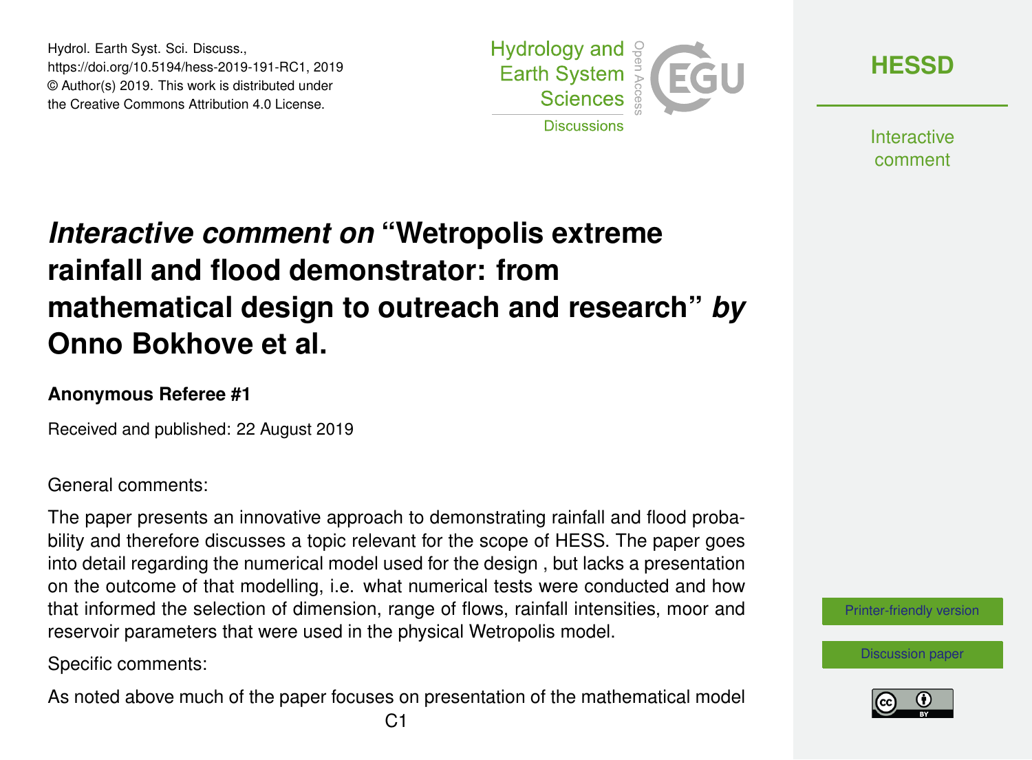Hydrol. Earth Syst. Sci. Discuss.,
https://doi.org/10.5194/hess-2019-191-RC1, 2019
© Author(s) 2019. This work is distributed under
the Creative Commons Attribution 4.0 License.

# *Interactive comment on* "Wetropolis extreme rainfall and flood demonstrator: from mathematical design to outreach and research" *by* Onno Bokhove et al.

**Anonymous Referee #1**

Received and published: 22 August 2019

General comments:

The paper presents an innovative approach to demonstrating rainfall and flood probability and therefore discusses a topic relevant for the scope of HESS. The paper goes into detail regarding the numerical model used for the design , but lacks a presentation on the outcome of that modelling, i.e. what numerical tests were conducted and how that informed the selection of dimension, range of flows, rainfall intensities, moor and reservoir parameters that were used in the physical Wetropolis model.

Specific comments:

As noted above much of the paper focuses on presentation of the mathematical model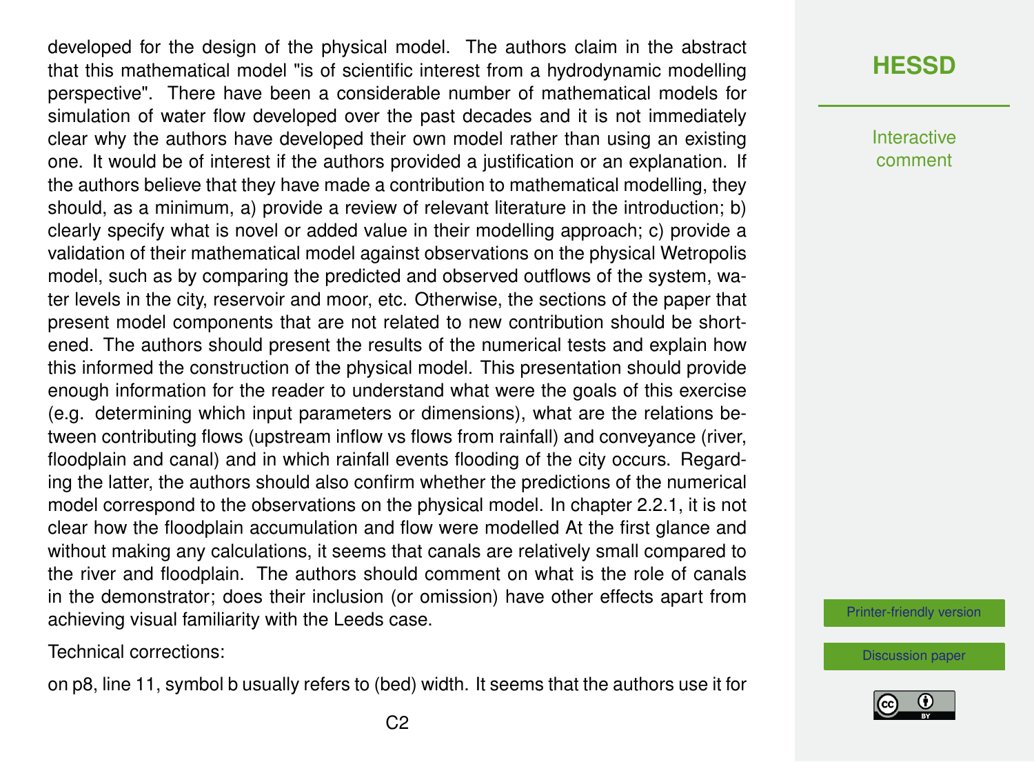developed for the design of the physical model. The authors claim in the abstract that this mathematical model "is of scientific interest from a hydrodynamic modelling perspective". There have been a considerable number of mathematical models for simulation of water flow developed over the past decades and it is not immediately clear why the authors have developed their own model rather than using an existing one. It would be of interest if the authors provided a justification or an explanation. If the authors believe that they have made a contribution to mathematical modelling, they should, as a minimum, a) provide a review of relevant literature in the introduction; b) clearly specify what is novel or added value in their modelling approach; c) provide a validation of their mathematical model against observations on the physical Wetropolis model, such as by comparing the predicted and observed outflows of the system, water levels in the city, reservoir and moor, etc. Otherwise, the sections of the paper that present model components that are not related to new contribution should be shortened. The authors should present the results of the numerical tests and explain how this informed the construction of the physical model. This presentation should provide enough information for the reader to understand what were the goals of this exercise (e.g. determining which input parameters or dimensions), what are the relations between contributing flows (upstream inflow vs flows from rainfall) and conveyance (river, floodplain and canal) and in which rainfall events flooding of the city occurs. Regarding the latter, the authors should also confirm whether the predictions of the numerical model correspond to the observations on the physical model. In chapter 2.2.1, it is not clear how the floodplain accumulation and flow were modelled At the first glance and without making any calculations, it seems that canals are relatively small compared to the river and floodplain. The authors should comment on what is the role of canals in the demonstrator; does their inclusion (or omission) have other effects apart from achieving visual familiarity with the Leeds case.

Technical corrections:

on p8, line 11, symbol b usually refers to (bed) width. It seems that the authors use it for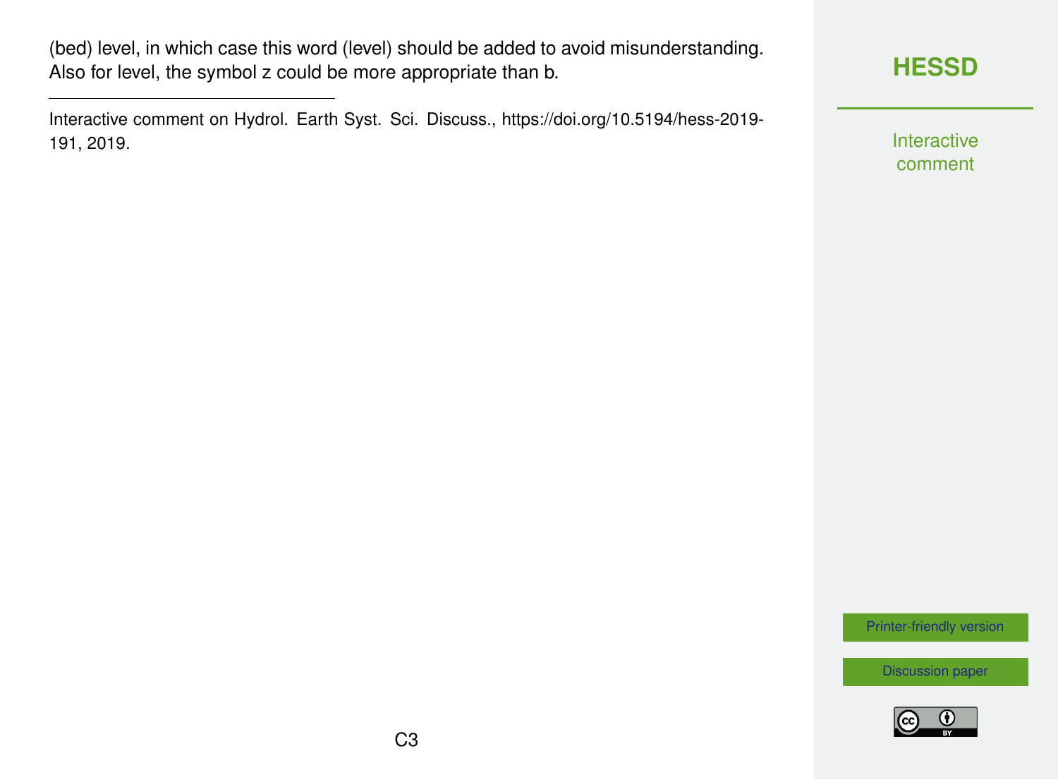(bed) level, in which case this word (level) should be added to avoid misunderstanding. Also for level, the symbol z could be more appropriate than b.

---

Interactive comment on Hydrol. Earth Syst. Sci. Discuss., https://doi.org/10.5194/hess-2019-191, 2019.